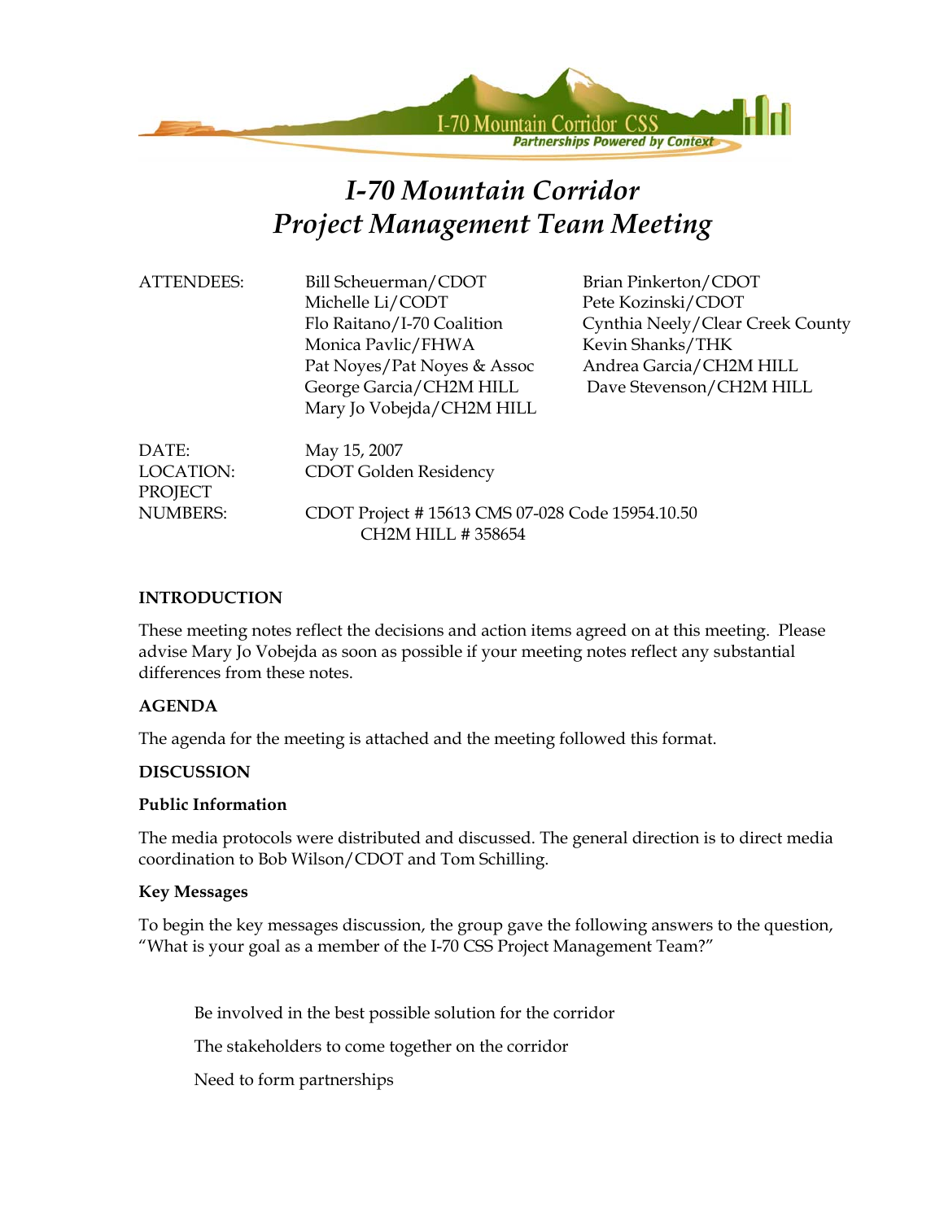# I-70 Mountain Corridor
# Project Management Team Meeting

| | | |
|---|---|---|
| ATTENDEES: | Bill Scheuerman/CDOT | Brian Pinkerton/CDOT |
| | Michelle Li/CODT | Pete Kozinski/CDOT |
| | Flo Raitano/I-70 Coalition | Cynthia Neely/Clear Creek County |
| | Monica Pavlic/FHWA | Kevin Shanks/THK |
| | Pat Noyes/Pat Noyes & Assoc | Andrea Garcia/CH2M HILL |
| | George Garcia/CH2M HILL | Dave Stevenson/CH2M HILL |
| | Mary Jo Vobejda/CH2M HILL | |

DATE: May 15, 2007

LOCATION: CDOT Golden Residency

PROJECT NUMBERS: CDOT Project # 15613 CMS 07-028 Code 15954.10.50
CH2M HILL # 358654

**INTRODUCTION**

These meeting notes reflect the decisions and action items agreed on at this meeting. Please advise Mary Jo Vobejda as soon as possible if your meeting notes reflect any substantial differences from these notes.

**AGENDA**

The agenda for the meeting is attached and the meeting followed this format.

**DISCUSSION**

**Public Information**

The media protocols were distributed and discussed. The general direction is to direct media coordination to Bob Wilson/CDOT and Tom Schilling.

**Key Messages**

To begin the key messages discussion, the group gave the following answers to the question, "What is your goal as a member of the I-70 CSS Project Management Team?"

Be involved in the best possible solution for the corridor

The stakeholders to come together on the corridor

Need to form partnerships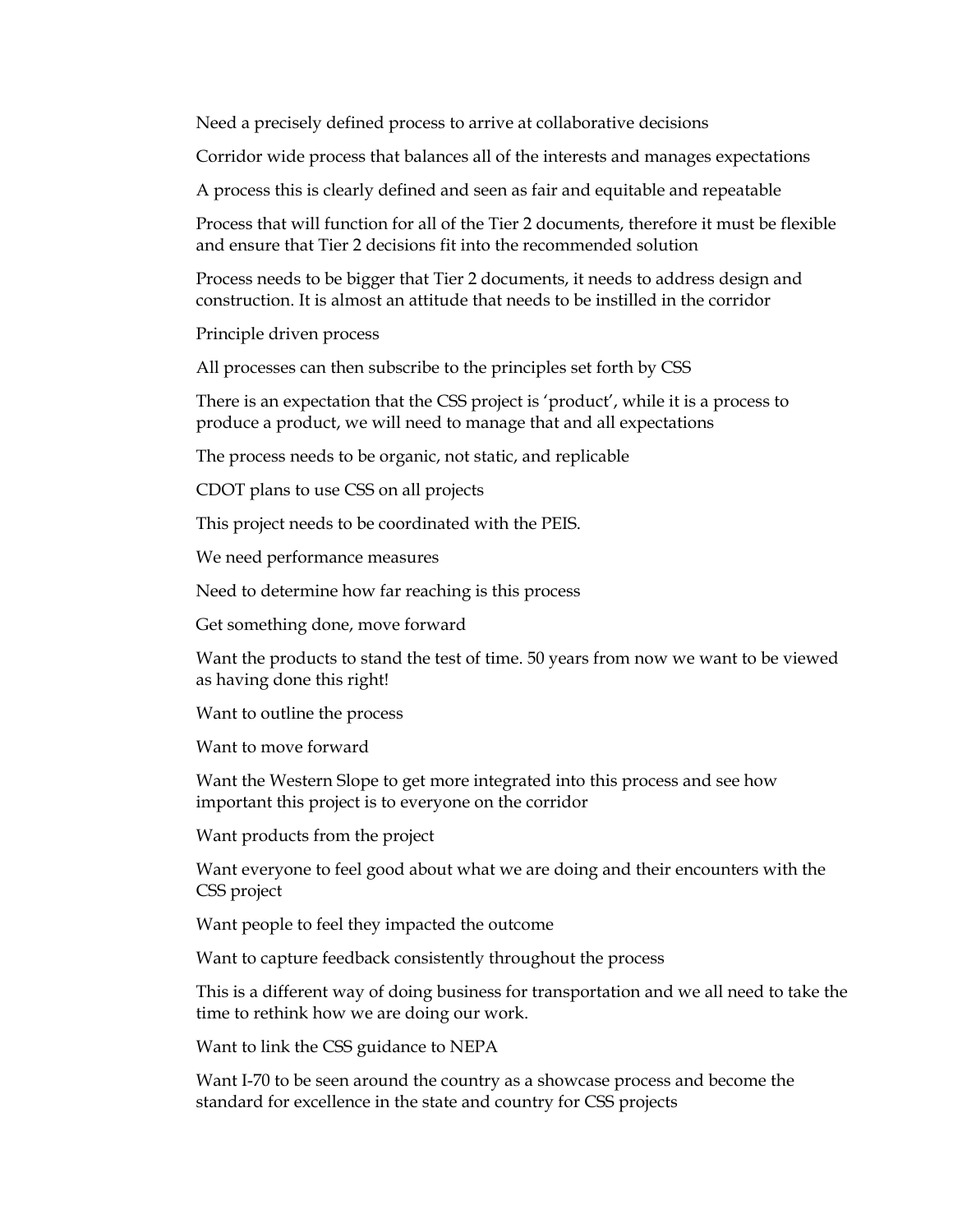Need a precisely defined process to arrive at collaborative decisions

Corridor wide process that balances all of the interests and manages expectations

A process this is clearly defined and seen as fair and equitable and repeatable

Process that will function for all of the Tier 2 documents, therefore it must be flexible and ensure that Tier 2 decisions fit into the recommended solution

Process needs to be bigger that Tier 2 documents, it needs to address design and construction. It is almost an attitude that needs to be instilled in the corridor

Principle driven process

All processes can then subscribe to the principles set forth by CSS

There is an expectation that the CSS project is 'product', while it is a process to produce a product, we will need to manage that and all expectations

The process needs to be organic, not static, and replicable

CDOT plans to use CSS on all projects

This project needs to be coordinated with the PEIS.

We need performance measures

Need to determine how far reaching is this process

Get something done, move forward

Want the products to stand the test of time. 50 years from now we want to be viewed as having done this right!

Want to outline the process

Want to move forward

Want the Western Slope to get more integrated into this process and see how important this project is to everyone on the corridor

Want products from the project

Want everyone to feel good about what we are doing and their encounters with the CSS project

Want people to feel they impacted the outcome

Want to capture feedback consistently throughout the process

This is a different way of doing business for transportation and we all need to take the time to rethink how we are doing our work.

Want to link the CSS guidance to NEPA

Want I-70 to be seen around the country as a showcase process and become the standard for excellence in the state and country for CSS projects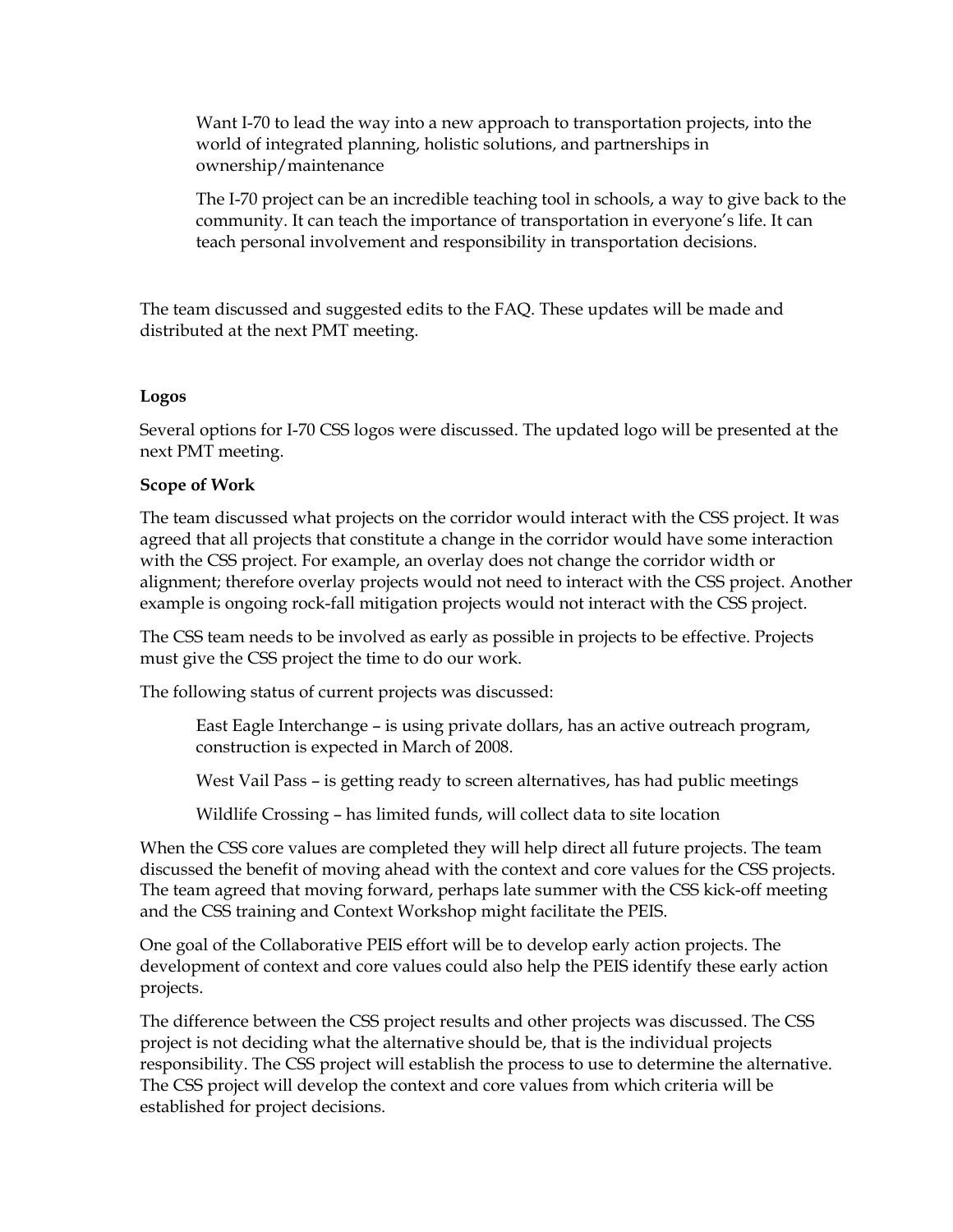Want I-70 to lead the way into a new approach to transportation projects, into the world of integrated planning, holistic solutions, and partnerships in ownership/maintenance

The I-70 project can be an incredible teaching tool in schools, a way to give back to the community. It can teach the importance of transportation in everyone's life. It can teach personal involvement and responsibility in transportation decisions.

The team discussed and suggested edits to the FAQ. These updates will be made and distributed at the next PMT meeting.

**Logos**

Several options for I-70 CSS logos were discussed. The updated logo will be presented at the next PMT meeting.

**Scope of Work**

The team discussed what projects on the corridor would interact with the CSS project. It was agreed that all projects that constitute a change in the corridor would have some interaction with the CSS project. For example, an overlay does not change the corridor width or alignment; therefore overlay projects would not need to interact with the CSS project. Another example is ongoing rock-fall mitigation projects would not interact with the CSS project.

The CSS team needs to be involved as early as possible in projects to be effective. Projects must give the CSS project the time to do our work.

The following status of current projects was discussed:

East Eagle Interchange – is using private dollars, has an active outreach program, construction is expected in March of 2008.

West Vail Pass – is getting ready to screen alternatives, has had public meetings

Wildlife Crossing – has limited funds, will collect data to site location

When the CSS core values are completed they will help direct all future projects. The team discussed the benefit of moving ahead with the context and core values for the CSS projects. The team agreed that moving forward, perhaps late summer with the CSS kick-off meeting and the CSS training and Context Workshop might facilitate the PEIS.

One goal of the Collaborative PEIS effort will be to develop early action projects. The development of context and core values could also help the PEIS identify these early action projects.

The difference between the CSS project results and other projects was discussed. The CSS project is not deciding what the alternative should be, that is the individual projects responsibility. The CSS project will establish the process to use to determine the alternative. The CSS project will develop the context and core values from which criteria will be established for project decisions.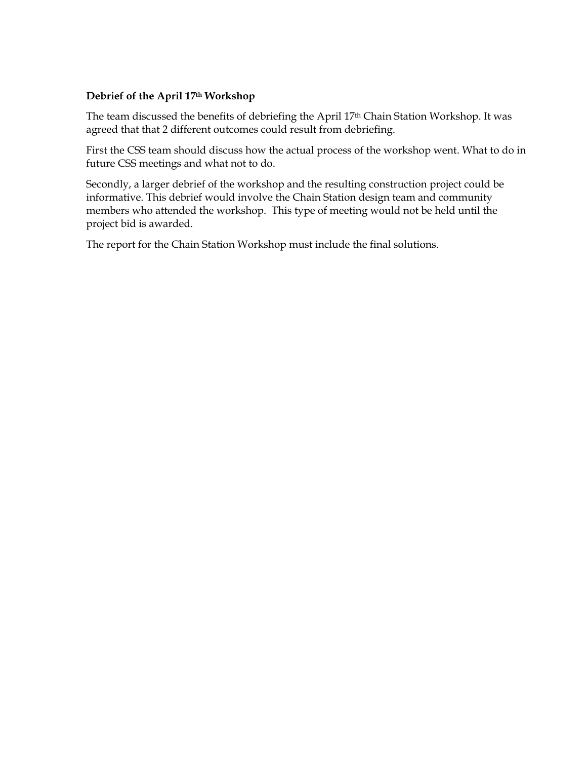**Debrief of the April 17th Workshop**

The team discussed the benefits of debriefing the April 17th Chain Station Workshop. It was agreed that that 2 different outcomes could result from debriefing.

First the CSS team should discuss how the actual process of the workshop went. What to do in future CSS meetings and what not to do.

Secondly, a larger debrief of the workshop and the resulting construction project could be informative. This debrief would involve the Chain Station design team and community members who attended the workshop. This type of meeting would not be held until the project bid is awarded.

The report for the Chain Station Workshop must include the final solutions.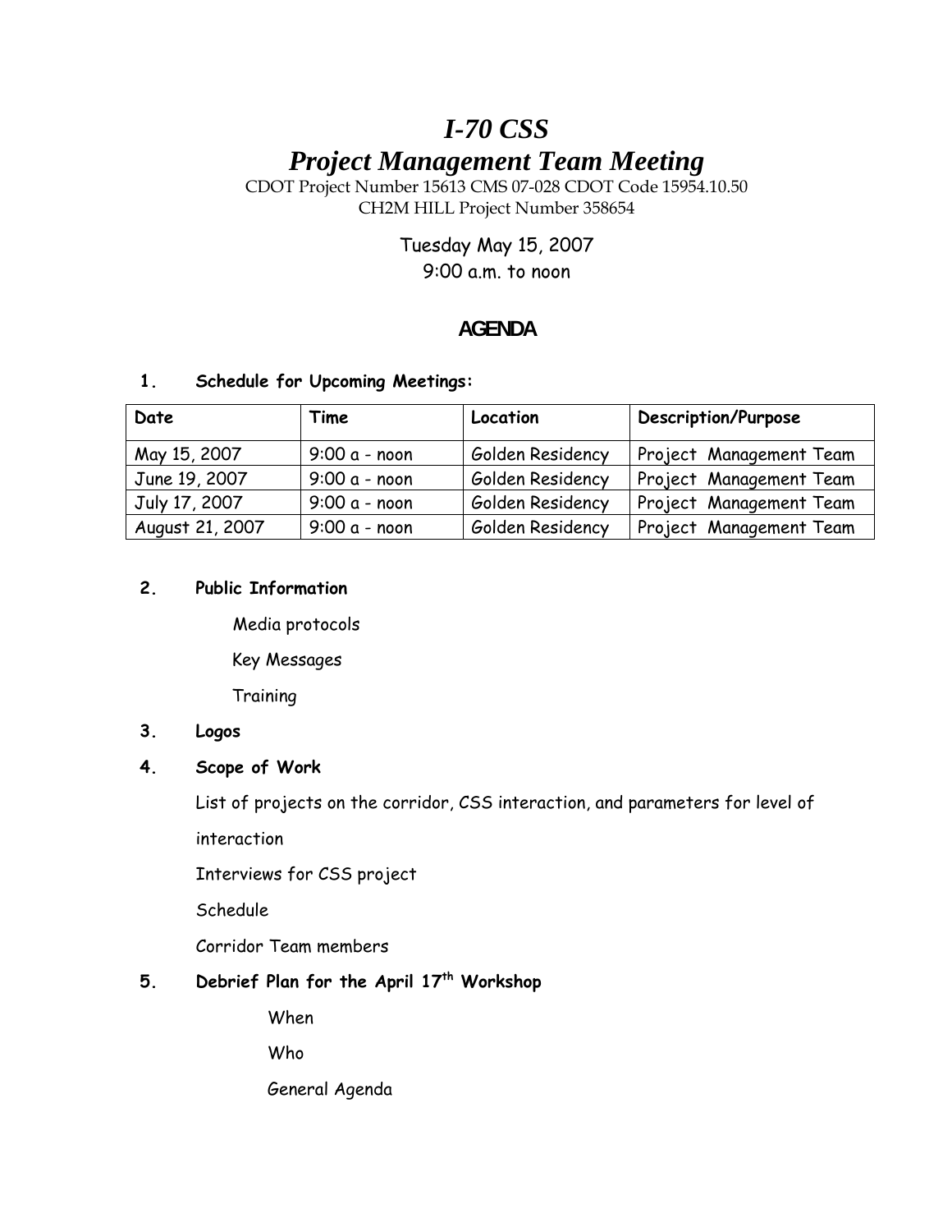# *I-70 CSS*
# *Project Management Team Meeting*

CDOT Project Number 15613 CMS 07-028 CDOT Code 15954.10.50
CH2M HILL Project Number 358654

Tuesday May 15, 2007
9:00 a.m. to noon

## AGENDA

**1. Schedule for Upcoming Meetings:**

| Date | Time | Location | Description/Purpose |
|---|---|---|---|
| May 15, 2007 | 9:00 a - noon | Golden Residency | Project Management Team |
| June 19, 2007 | 9:00 a - noon | Golden Residency | Project Management Team |
| July 17, 2007 | 9:00 a - noon | Golden Residency | Project Management Team |
| August 21, 2007 | 9:00 a - noon | Golden Residency | Project Management Team |

**2. Public Information**

- Media protocols
- Key Messages
- Training

**3. Logos**

**4. Scope of Work**

- List of projects on the corridor, CSS interaction, and parameters for level of interaction
- Interviews for CSS project
- Schedule
- Corridor Team members

**5. Debrief Plan for the April 17th Workshop**

- When
- Who
- General Agenda